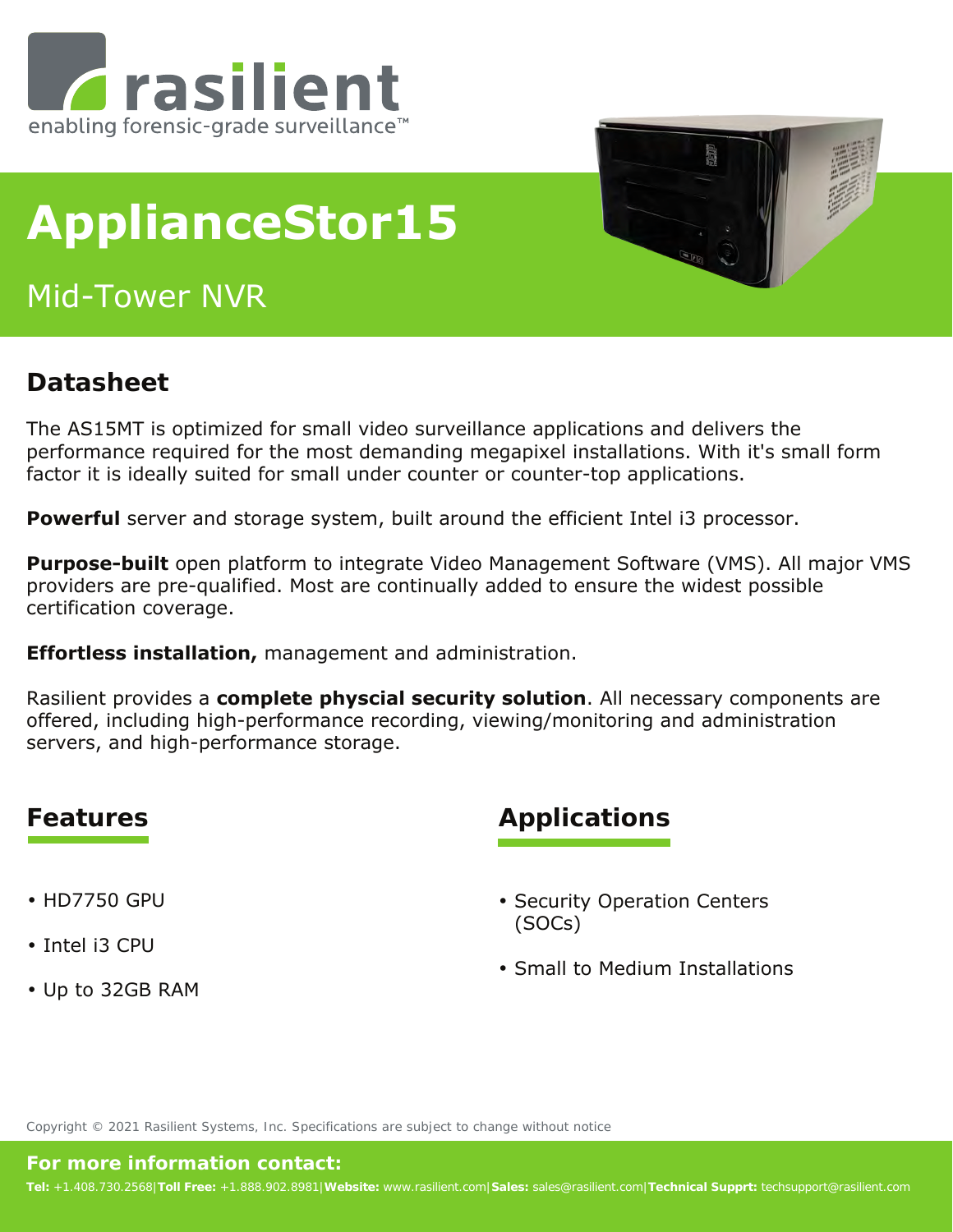rasilient

enabling forensic-grade surveillance™

# ApplianceStor15

Mid-Tower NVR

## Datasheet

The AS15MT is optimized for small video surveillance applications and delivers the performance required for the most demanding megapixel installations. With it's small form factor it is ideally suited for small under counter or counter-top applications.

**Powerful** server and storage system, built around the efficient Intel i3 processor.

**Purpose-built** open platform to integrate Video Management Software (VMS). All major VMS providers are pre-qualified. Most are continually added to ensure the widest possible certification coverage.

**Effortless installation,** management and administration.

Rasilient provides a **complete physcial security solution**. All necessary components are offered, including high-performance recording, viewing/monitoring and administration servers, and high-performance storage.

## Features

- HD7750 GPU
- Intel i3 CPU
- Up to 32GB RAM

## Applications

- Security Operation Centers (SOCs)
- Small to Medium Installations

Copyright © 2021 Rasilient Systems, Inc. Specifications are subject to change without notice

**For more information contact:**

**Tel:** +1.408.730.2568|**Toll Free:** +1.888.902.8981|**Website:** www.rasilient.com|**Sales:** sales@rasilient.com|**Technical Supprt:** techsupport@rasilient.com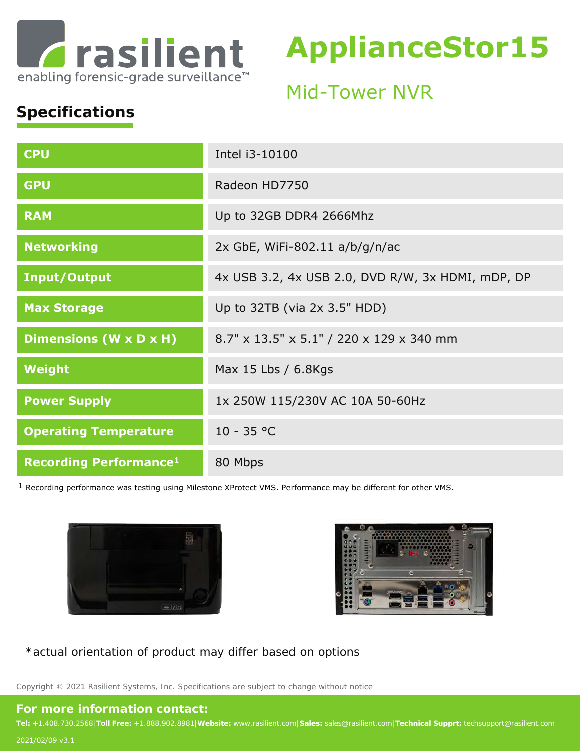rasilient
enabling forensic-grade surveillance™

# ApplianceStor15

## Mid-Tower NVR

## Specifications

| | |
|---|---|
| **CPU** | Intel i3-10100 |
| **GPU** | Radeon HD7750 |
| **RAM** | Up to 32GB DDR4 2666Mhz |
| **Networking** | 2x GbE, WiFi-802.11 a/b/g/n/ac |
| **Input/Output** | 4x USB 3.2, 4x USB 2.0, DVD R/W, 3x HDMI, mDP, DP |
| **Max Storage** | Up to 32TB (via 2x 3.5" HDD) |
| **Dimensions (W x D x H)** | 8.7" x 13.5" x 5.1" / 220 x 129 x 340 mm |
| **Weight** | Max 15 Lbs / 6.8Kgs |
| **Power Supply** | 1x 250W 115/230V AC 10A 50-60Hz |
| **Operating Temperature** | 10 - 35 °C |
| **Recording Performance**[1] | 80 Mbps |

[1] Recording performance was testing using Milestone XProtect VMS. Performance may be different for other VMS.

*actual orientation of product may differ based on options

Copyright © 2021 Rasilient Systems, Inc. Specifications are subject to change without notice

**For more information contact:**

**Tel:** +1.408.730.2568 | **Toll Free:** +1.888.902.8981 | **Website:** www.rasilient.com | **Sales:** sales@rasilient.com | **Technical Supprt:** techsupport@rasilient.com

2021/02/09 v3.1